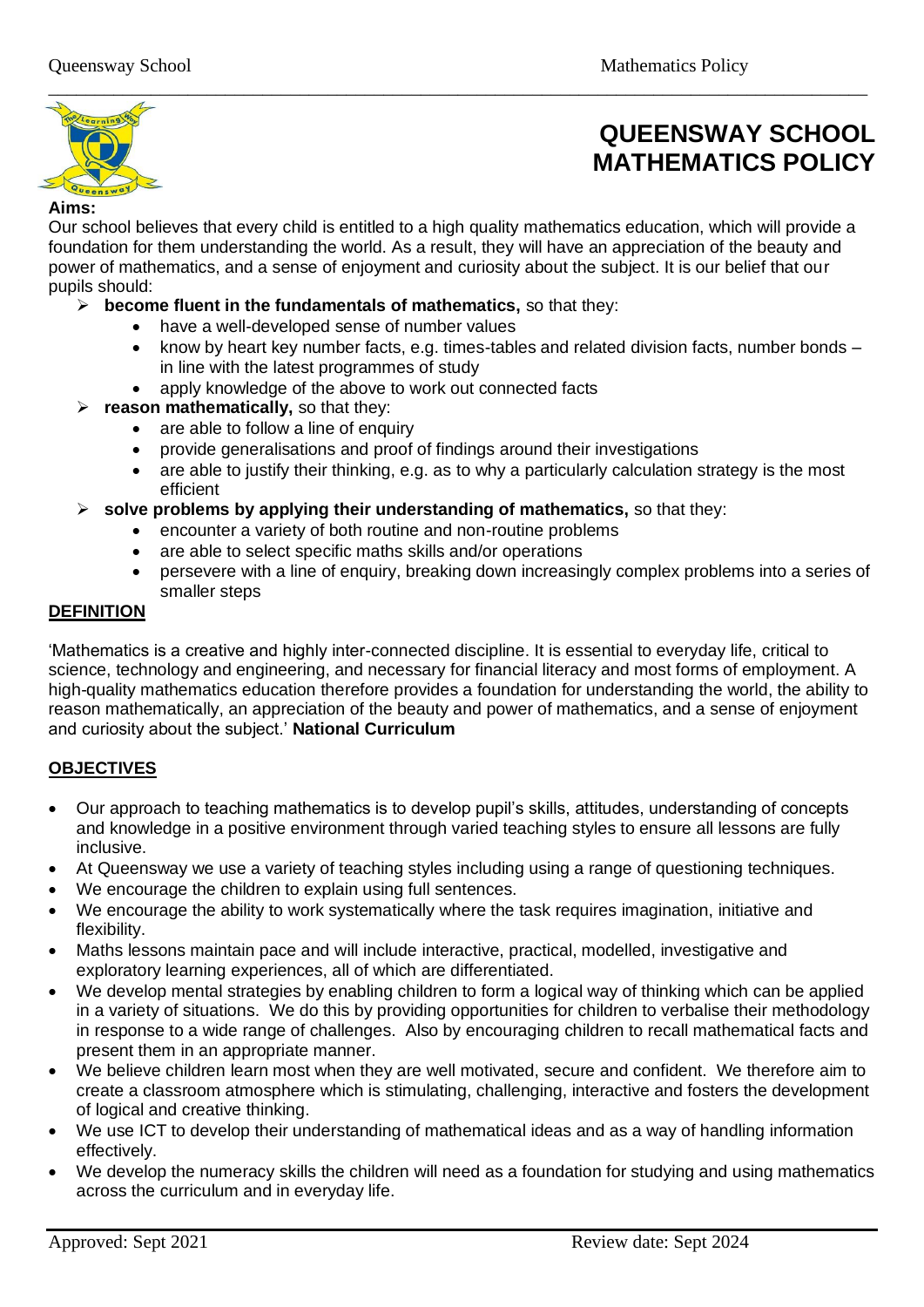# QUEENSWAY SCHOOL MATHEMATICS POLICY

**Aims:**

Our school believes that every child is entitled to a high quality mathematics education, which will provide a foundation for them understanding the world. As a result, they will have an appreciation of the beauty and power of mathematics, and a sense of enjoyment and curiosity about the subject. It is our belief that our pupils should:

- **become fluent in the fundamentals of mathematics,** so that they:
  - have a well-developed sense of number values
  - know by heart key number facts, e.g. times-tables and related division facts, number bonds – in line with the latest programmes of study
  - apply knowledge of the above to work out connected facts
- **reason mathematically,** so that they:
  - are able to follow a line of enquiry
  - provide generalisations and proof of findings around their investigations
  - are able to justify their thinking, e.g. as to why a particularly calculation strategy is the most efficient
- **solve problems by applying their understanding of mathematics,** so that they:
  - encounter a variety of both routine and non-routine problems
  - are able to select specific maths skills and/or operations
  - persevere with a line of enquiry, breaking down increasingly complex problems into a series of smaller steps

## DEFINITION

'Mathematics is a creative and highly inter-connected discipline. It is essential to everyday life, critical to science, technology and engineering, and necessary for financial literacy and most forms of employment. A high-quality mathematics education therefore provides a foundation for understanding the world, the ability to reason mathematically, an appreciation of the beauty and power of mathematics, and a sense of enjoyment and curiosity about the subject.' **National Curriculum**

## OBJECTIVES

- Our approach to teaching mathematics is to develop pupil's skills, attitudes, understanding of concepts and knowledge in a positive environment through varied teaching styles to ensure all lessons are fully inclusive.
- At Queensway we use a variety of teaching styles including using a range of questioning techniques.
- We encourage the children to explain using full sentences.
- We encourage the ability to work systematically where the task requires imagination, initiative and flexibility.
- Maths lessons maintain pace and will include interactive, practical, modelled, investigative and exploratory learning experiences, all of which are differentiated.
- We develop mental strategies by enabling children to form a logical way of thinking which can be applied in a variety of situations. We do this by providing opportunities for children to verbalise their methodology in response to a wide range of challenges. Also by encouraging children to recall mathematical facts and present them in an appropriate manner.
- We believe children learn most when they are well motivated, secure and confident. We therefore aim to create a classroom atmosphere which is stimulating, challenging, interactive and fosters the development of logical and creative thinking.
- We use ICT to develop their understanding of mathematical ideas and as a way of handling information effectively.
- We develop the numeracy skills the children will need as a foundation for studying and using mathematics across the curriculum and in everyday life.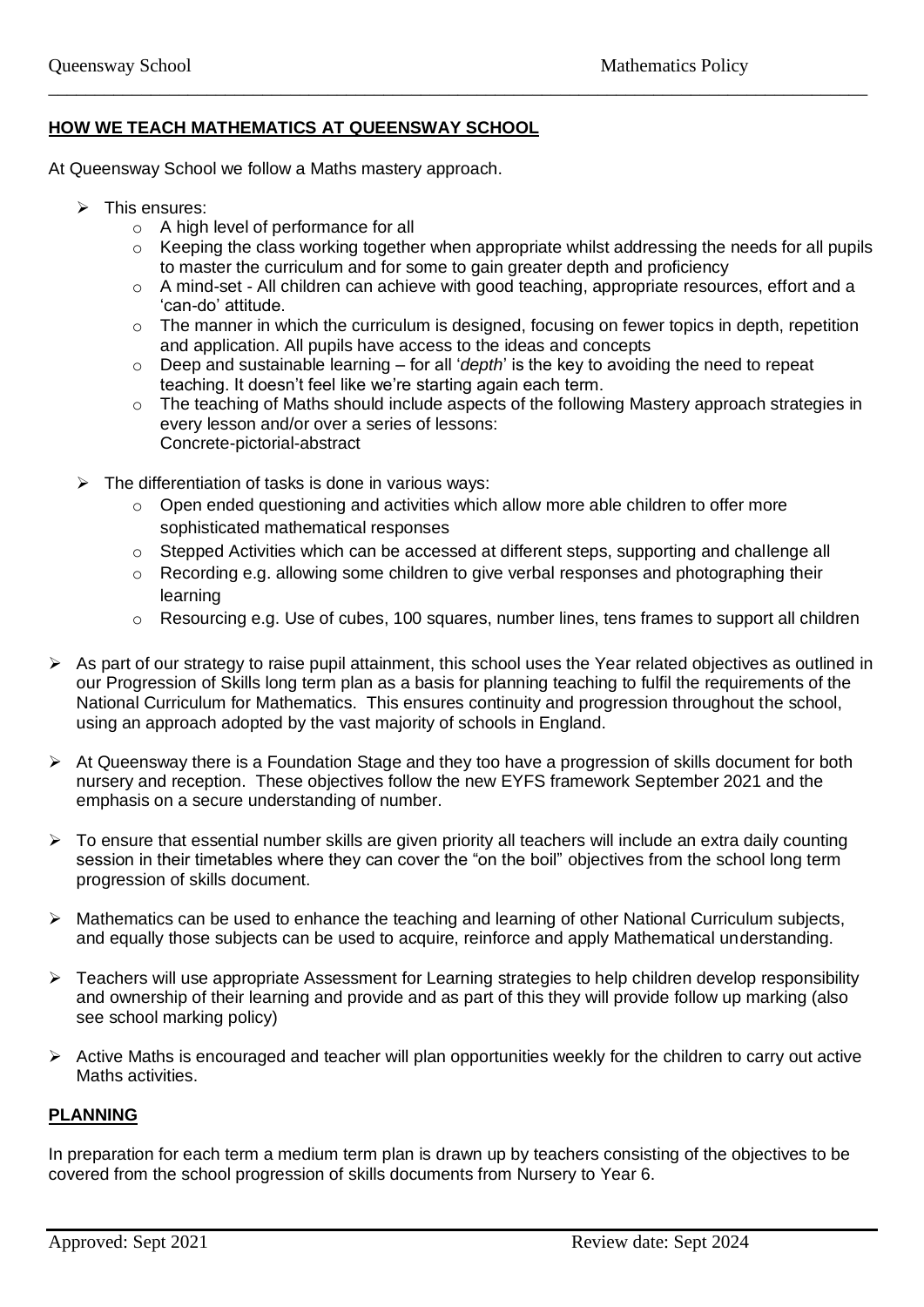**HOW WE TEACH MATHEMATICS AT QUEENSWAY SCHOOL**

At Queensway School we follow a Maths mastery approach.

- This ensures:
  - A high level of performance for all
  - Keeping the class working together when appropriate whilst addressing the needs for all pupils to master the curriculum and for some to gain greater depth and proficiency
  - A mind-set - All children can achieve with good teaching, appropriate resources, effort and a 'can-do' attitude.
  - The manner in which the curriculum is designed, focusing on fewer topics in depth, repetition and application. All pupils have access to the ideas and concepts
  - Deep and sustainable learning – for all '*depth*' is the key to avoiding the need to repeat teaching. It doesn't feel like we're starting again each term.
  - The teaching of Maths should include aspects of the following Mastery approach strategies in every lesson and/or over a series of lessons:  
    Concrete-pictorial-abstract

- The differentiation of tasks is done in various ways:
  - Open ended questioning and activities which allow more able children to offer more sophisticated mathematical responses
  - Stepped Activities which can be accessed at different steps, supporting and challenge all
  - Recording e.g. allowing some children to give verbal responses and photographing their learning
  - Resourcing e.g. Use of cubes, 100 squares, number lines, tens frames to support all children

- As part of our strategy to raise pupil attainment, this school uses the Year related objectives as outlined in our Progression of Skills long term plan as a basis for planning teaching to fulfil the requirements of the National Curriculum for Mathematics. This ensures continuity and progression throughout the school, using an approach adopted by the vast majority of schools in England.

- At Queensway there is a Foundation Stage and they too have a progression of skills document for both nursery and reception. These objectives follow the new EYFS framework September 2021 and the emphasis on a secure understanding of number.

- To ensure that essential number skills are given priority all teachers will include an extra daily counting session in their timetables where they can cover the "on the boil" objectives from the school long term progression of skills document.

- Mathematics can be used to enhance the teaching and learning of other National Curriculum subjects, and equally those subjects can be used to acquire, reinforce and apply Mathematical understanding.

- Teachers will use appropriate Assessment for Learning strategies to help children develop responsibility and ownership of their learning and provide and as part of this they will provide follow up marking (also see school marking policy)

- Active Maths is encouraged and teacher will plan opportunities weekly for the children to carry out active Maths activities.

**PLANNING**

In preparation for each term a medium term plan is drawn up by teachers consisting of the objectives to be covered from the school progression of skills documents from Nursery to Year 6.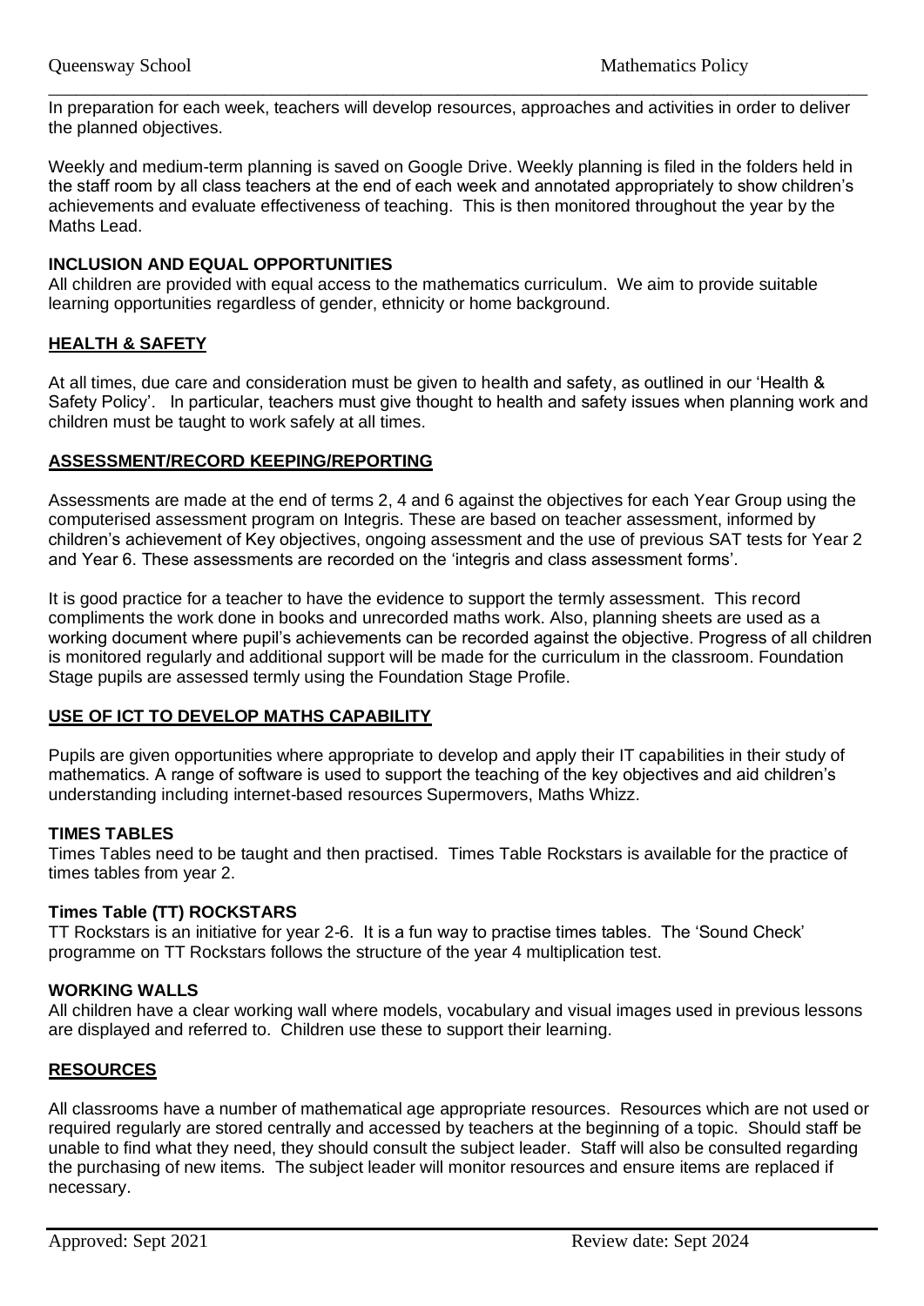In preparation for each week, teachers will develop resources, approaches and activities in order to deliver the planned objectives.

Weekly and medium-term planning is saved on Google Drive. Weekly planning is filed in the folders held in the staff room by all class teachers at the end of each week and annotated appropriately to show children's achievements and evaluate effectiveness of teaching. This is then monitored throughout the year by the Maths Lead.

**INCLUSION AND EQUAL OPPORTUNITIES**

All children are provided with equal access to the mathematics curriculum. We aim to provide suitable learning opportunities regardless of gender, ethnicity or home background.

## HEALTH & SAFETY

At all times, due care and consideration must be given to health and safety, as outlined in our 'Health & Safety Policy'. In particular, teachers must give thought to health and safety issues when planning work and children must be taught to work safely at all times.

## ASSESSMENT/RECORD KEEPING/REPORTING

Assessments are made at the end of terms 2, 4 and 6 against the objectives for each Year Group using the computerised assessment program on Integris. These are based on teacher assessment, informed by children's achievement of Key objectives, ongoing assessment and the use of previous SAT tests for Year 2 and Year 6. These assessments are recorded on the 'integris and class assessment forms'.

It is good practice for a teacher to have the evidence to support the termly assessment. This record compliments the work done in books and unrecorded maths work. Also, planning sheets are used as a working document where pupil's achievements can be recorded against the objective. Progress of all children is monitored regularly and additional support will be made for the curriculum in the classroom. Foundation Stage pupils are assessed termly using the Foundation Stage Profile.

## USE OF ICT TO DEVELOP MATHS CAPABILITY

Pupils are given opportunities where appropriate to develop and apply their IT capabilities in their study of mathematics. A range of software is used to support the teaching of the key objectives and aid children's understanding including internet-based resources Supermovers, Maths Whizz.

**TIMES TABLES**

Times Tables need to be taught and then practised. Times Table Rockstars is available for the practice of times tables from year 2.

**Times Table (TT) ROCKSTARS**

TT Rockstars is an initiative for year 2-6. It is a fun way to practise times tables. The 'Sound Check' programme on TT Rockstars follows the structure of the year 4 multiplication test.

**WORKING WALLS**

All children have a clear working wall where models, vocabulary and visual images used in previous lessons are displayed and referred to. Children use these to support their learning.

## RESOURCES

All classrooms have a number of mathematical age appropriate resources. Resources which are not used or required regularly are stored centrally and accessed by teachers at the beginning of a topic. Should staff be unable to find what they need, they should consult the subject leader. Staff will also be consulted regarding the purchasing of new items. The subject leader will monitor resources and ensure items are replaced if necessary.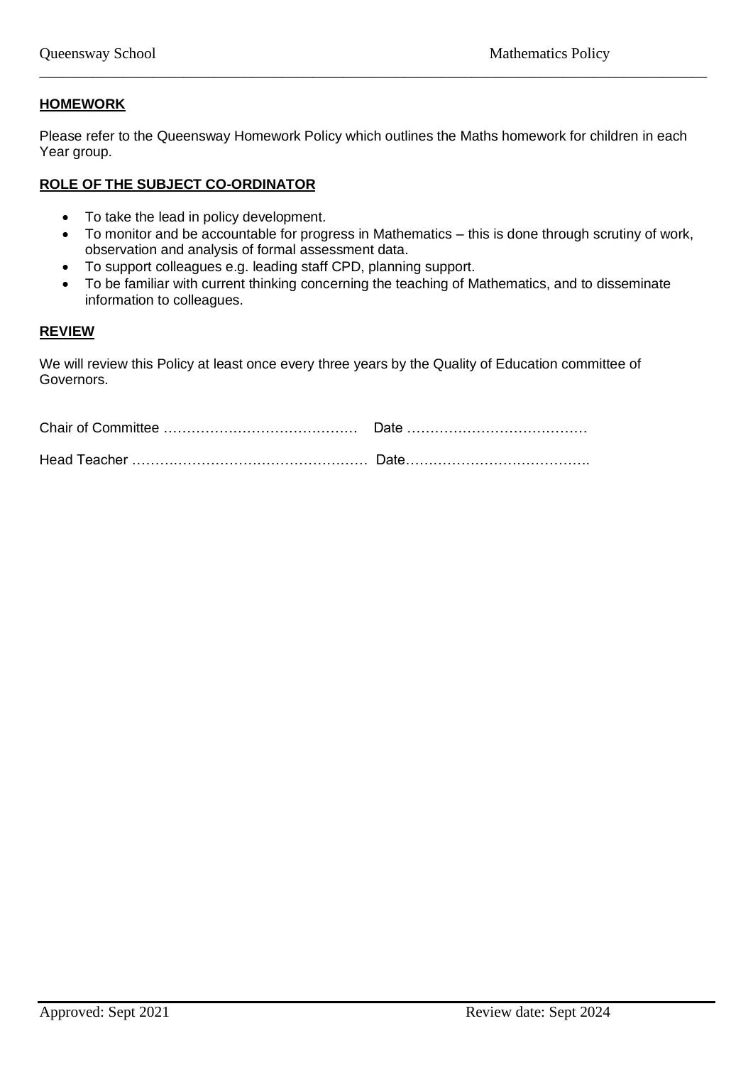## HOMEWORK

Please refer to the Queensway Homework Policy which outlines the Maths homework for children in each Year group.

## ROLE OF THE SUBJECT CO-ORDINATOR

- To take the lead in policy development.
- To monitor and be accountable for progress in Mathematics – this is done through scrutiny of work, observation and analysis of formal assessment data.
- To support colleagues e.g. leading staff CPD, planning support.
- To be familiar with current thinking concerning the teaching of Mathematics, and to disseminate information to colleagues.

## REVIEW

We will review this Policy at least once every three years by the Quality of Education committee of Governors.

Chair of Committee ……………………………………  Date …………………………………

Head Teacher …………………………………………… Date………………………………….

Approved: Sept 2021 Review date: Sept 2024